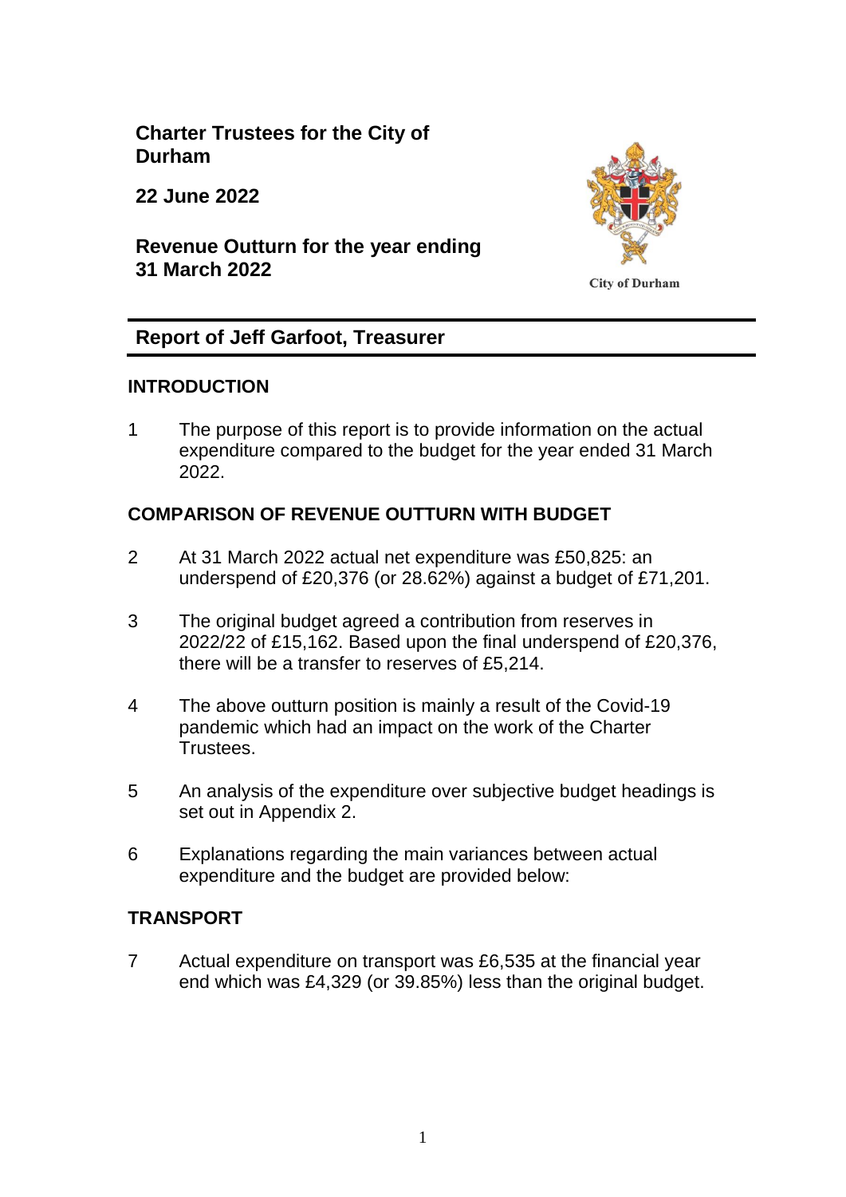**Charter Trustees for the City of Durham**

**22 June 2022**

**Revenue Outturn for the year ending 31 March 2022**

City of Durham

## Report of Jeff Garfoot, Treasurer

### INTRODUCTION

1 The purpose of this report is to provide information on the actual expenditure compared to the budget for the year ended 31 March 2022.

### COMPARISON OF REVENUE OUTTURN WITH BUDGET

2 At 31 March 2022 actual net expenditure was £50,825: an underspend of £20,376 (or 28.62%) against a budget of £71,201.

3 The original budget agreed a contribution from reserves in 2022/22 of £15,162. Based upon the final underspend of £20,376, there will be a transfer to reserves of £5,214.

4 The above outturn position is mainly a result of the Covid-19 pandemic which had an impact on the work of the Charter Trustees.

5 An analysis of the expenditure over subjective budget headings is set out in Appendix 2.

6 Explanations regarding the main variances between actual expenditure and the budget are provided below:

### TRANSPORT

7 Actual expenditure on transport was £6,535 at the financial year end which was £4,329 (or 39.85%) less than the original budget.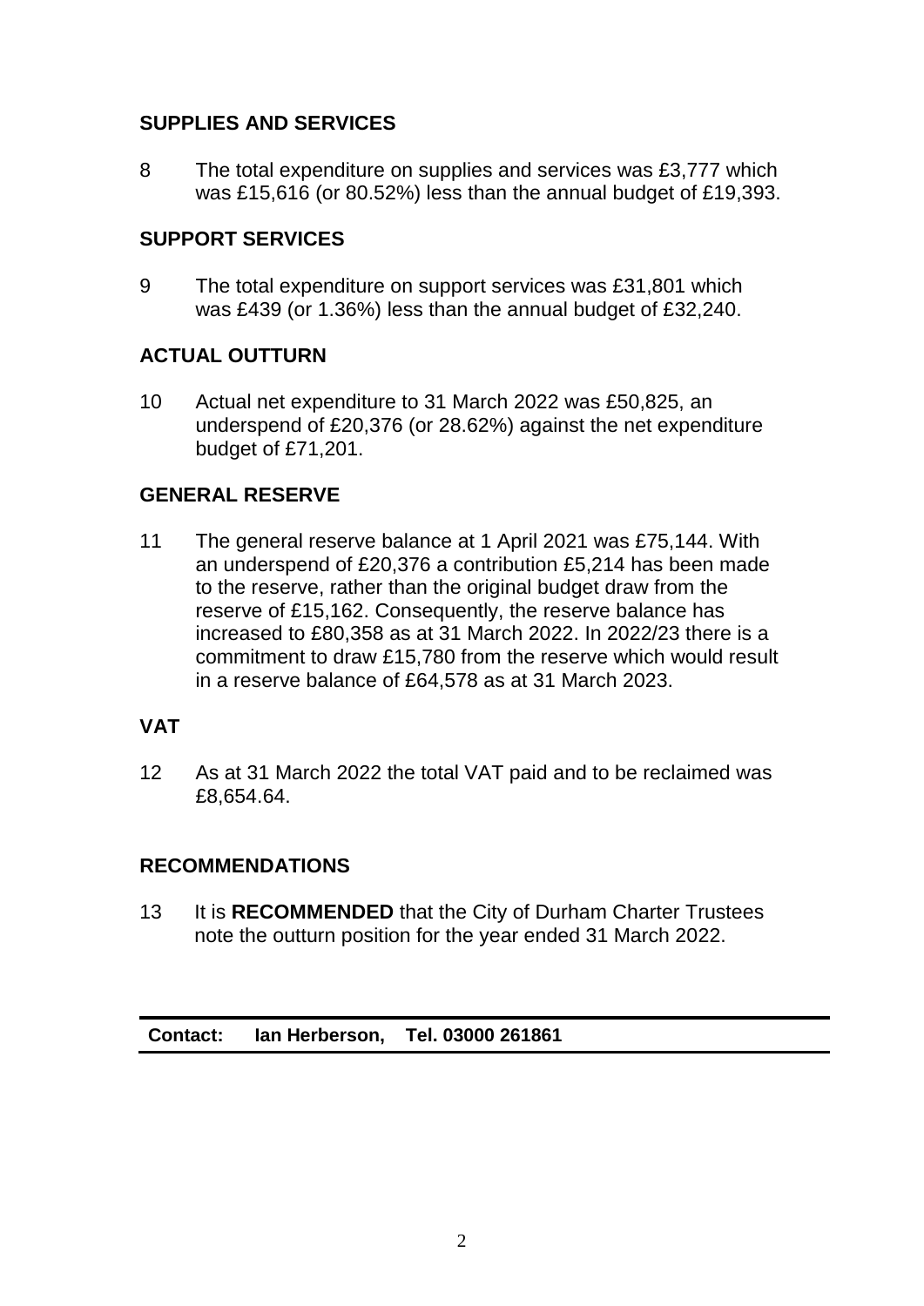## SUPPLIES AND SERVICES

8 The total expenditure on supplies and services was £3,777 which was £15,616 (or 80.52%) less than the annual budget of £19,393.

## SUPPORT SERVICES

9 The total expenditure on support services was £31,801 which was £439 (or 1.36%) less than the annual budget of £32,240.

## ACTUAL OUTTURN

10 Actual net expenditure to 31 March 2022 was £50,825, an underspend of £20,376 (or 28.62%) against the net expenditure budget of £71,201.

## GENERAL RESERVE

11 The general reserve balance at 1 April 2021 was £75,144. With an underspend of £20,376 a contribution £5,214 has been made to the reserve, rather than the original budget draw from the reserve of £15,162. Consequently, the reserve balance has increased to £80,358 as at 31 March 2022. In 2022/23 there is a commitment to draw £15,780 from the reserve which would result in a reserve balance of £64,578 as at 31 March 2023.

## VAT

12 As at 31 March 2022 the total VAT paid and to be reclaimed was £8,654.64.

## RECOMMENDATIONS

13 It is **RECOMMENDED** that the City of Durham Charter Trustees note the outturn position for the year ended 31 March 2022.

---

**Contact: Ian Herberson, Tel. 03000 261861**

---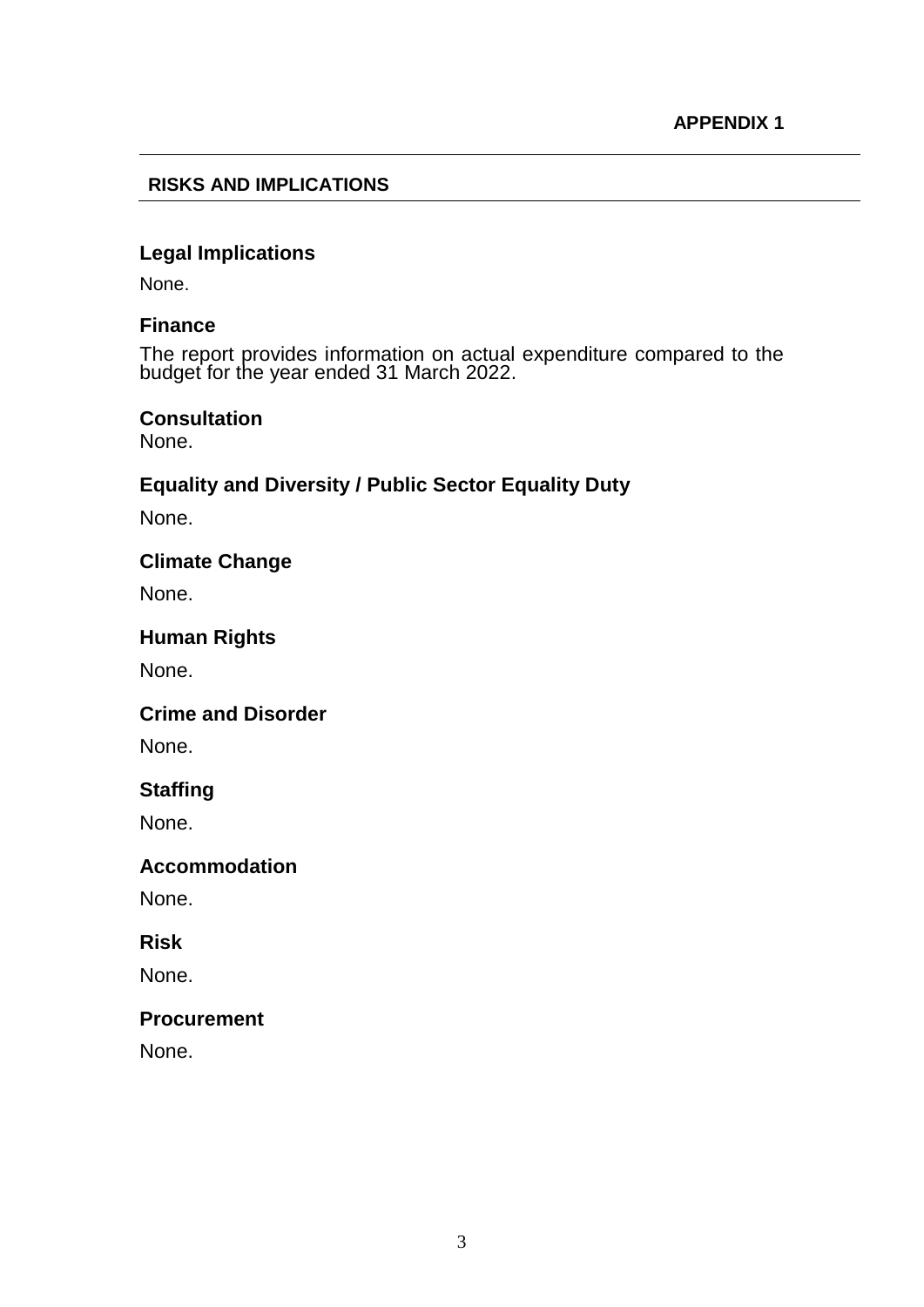**APPENDIX 1**

## RISKS AND IMPLICATIONS

### Legal Implications

None.

### Finance

The report provides information on actual expenditure compared to the budget for the year ended 31 March 2022.

### Consultation

None.

### Equality and Diversity / Public Sector Equality Duty

None.

### Climate Change

None.

### Human Rights

None.

### Crime and Disorder

None.

### Staffing

None.

### Accommodation

None.

### Risk

None.

### Procurement

None.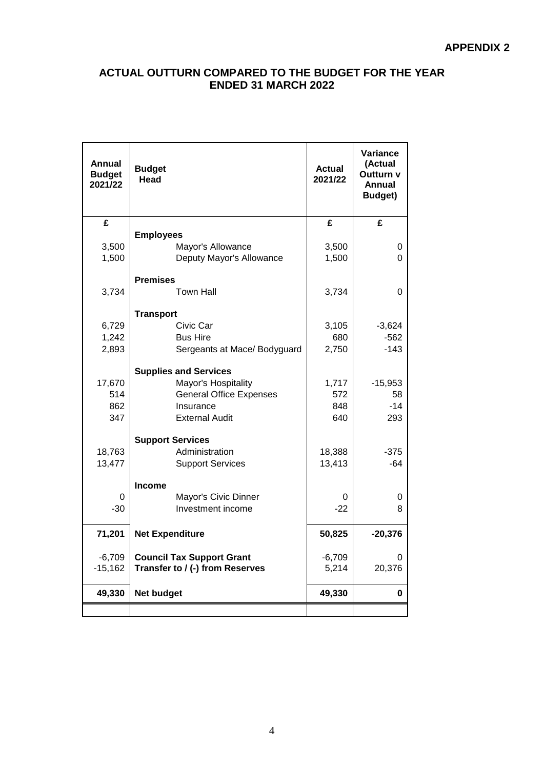**APPENDIX 2**

## ACTUAL OUTTURN COMPARED TO THE BUDGET FOR THE YEAR ENDED 31 MARCH 2022

| Annual Budget 2021/22 | Budget Head | Actual 2021/22 | Variance (Actual Outturn v Annual Budget) |
|---|---|---|---|
| £ | | £ | £ |
| | **Employees** | | |
| 3,500 | Mayor's Allowance | 3,500 | 0 |
| 1,500 | Deputy Mayor's Allowance | 1,500 | 0 |
| | **Premises** | | |
| 3,734 | Town Hall | 3,734 | 0 |
| | **Transport** | | |
| 6,729 | Civic Car | 3,105 | -3,624 |
| 1,242 | Bus Hire | 680 | -562 |
| 2,893 | Sergeants at Mace/ Bodyguard | 2,750 | -143 |
| | **Supplies and Services** | | |
| 17,670 | Mayor's Hospitality | 1,717 | -15,953 |
| 514 | General Office Expenses | 572 | 58 |
| 862 | Insurance | 848 | -14 |
| 347 | External Audit | 640 | 293 |
| | **Support Services** | | |
| 18,763 | Administration | 18,388 | -375 |
| 13,477 | Support Services | 13,413 | -64 |
| | **Income** | | |
| 0 | Mayor's Civic Dinner | 0 | 0 |
| -30 | Investment income | -22 | 8 |
| **71,201** | **Net Expenditure** | **50,825** | **-20,376** |
| -6,709 | **Council Tax Support Grant** | -6,709 | 0 |
| -15,162 | **Transfer to / (-) from Reserves** | 5,214 | 20,376 |
| **49,330** | **Net budget** | **49,330** | **0** |